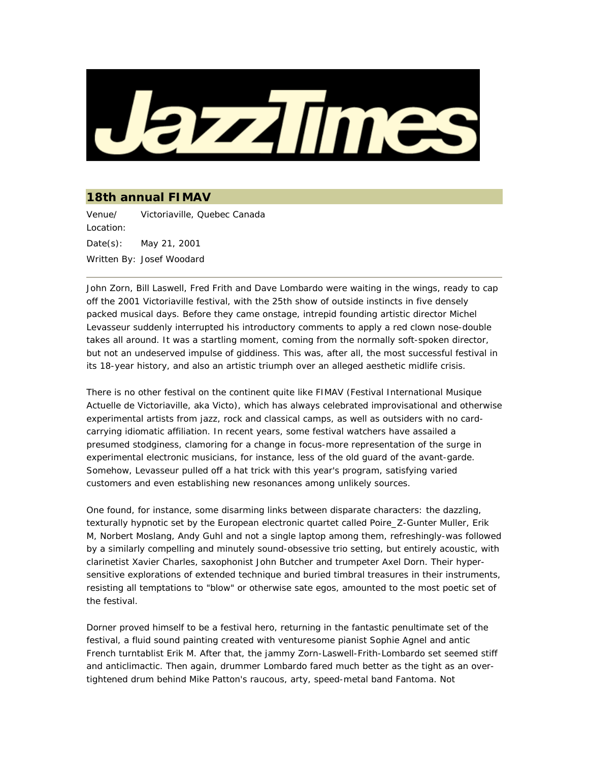# JazzTimes

## 18th annual FIMAV

Venue/Location: Victoriaville, Quebec Canada

Date(s): May 21, 2001

Written By: Josef Woodard

---

John Zorn, Bill Laswell, Fred Frith and Dave Lombardo were waiting in the wings, ready to cap off the 2001 Victoriaville festival, with the 25th show of outside instincts in five densely packed musical days. Before they came onstage, intrepid founding artistic director Michel Levasseur suddenly interrupted his introductory comments to apply a red clown nose-double takes all around. It was a startling moment, coming from the normally soft-spoken director, but not an undeserved impulse of giddiness. This was, after all, the most successful festival in its 18-year history, and also an artistic triumph over an alleged aesthetic midlife crisis.

There is no other festival on the continent quite like FIMAV (Festival International Musique Actuelle de Victoriaville, aka Victo), which has always celebrated improvisational and otherwise experimental artists from jazz, rock and classical camps, as well as outsiders with no card-carrying idiomatic affiliation. In recent years, some festival watchers have assailed a presumed stodginess, clamoring for a change in focus-more representation of the surge in experimental electronic musicians, for instance, less of the old guard of the avant-garde. Somehow, Levasseur pulled off a hat trick with this year's program, satisfying varied customers and even establishing new resonances among unlikely sources.

One found, for instance, some disarming links between disparate characters: the dazzling, texturally hypnotic set by the European electronic quartet called Poire_Z-Gunter Muller, Erik M, Norbert Moslang, Andy Guhl and not a single laptop among them, refreshingly-was followed by a similarly compelling and minutely sound-obsessive trio setting, but entirely acoustic, with clarinetist Xavier Charles, saxophonist John Butcher and trumpeter Axel Dorn. Their hyper-sensitive explorations of extended technique and buried timbral treasures in their instruments, resisting all temptations to "blow" or otherwise sate egos, amounted to the most poetic set of the festival.

Dorner proved himself to be a festival hero, returning in the fantastic penultimate set of the festival, a fluid sound painting created with venturesome pianist Sophie Agnel and antic French turntablist Erik M. After that, the jammy Zorn-Laswell-Frith-Lombardo set seemed stiff and anticlimactic. Then again, drummer Lombardo fared much better as the tight as an over-tightened drum behind Mike Patton's raucous, arty, speed-metal band Fantoma. Not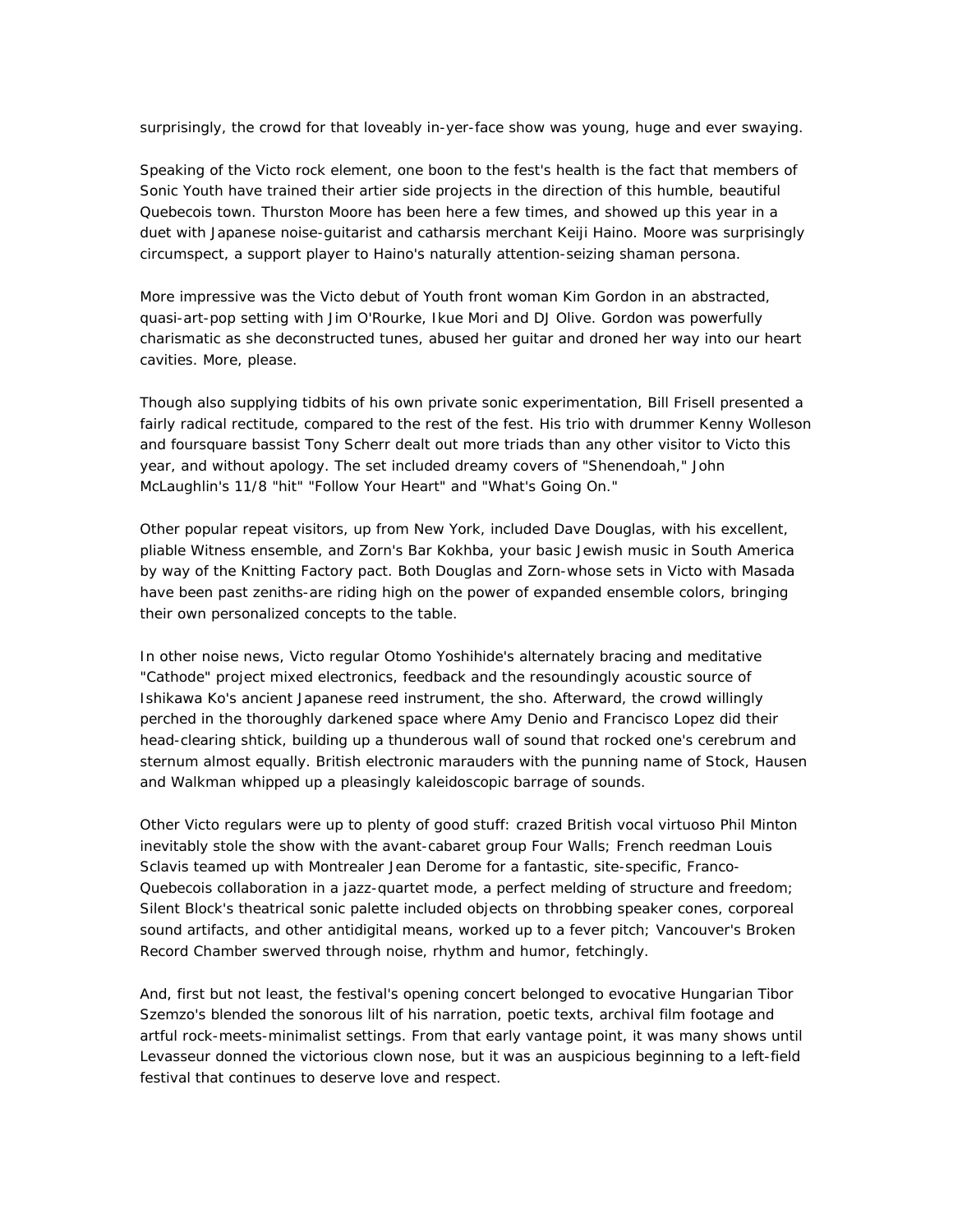surprisingly, the crowd for that loveably in-yer-face show was young, huge and ever swaying.

Speaking of the Victo rock element, one boon to the fest's health is the fact that members of Sonic Youth have trained their artier side projects in the direction of this humble, beautiful Quebecois town. Thurston Moore has been here a few times, and showed up this year in a duet with Japanese noise-guitarist and catharsis merchant Keiji Haino. Moore was surprisingly circumspect, a support player to Haino's naturally attention-seizing shaman persona.

More impressive was the Victo debut of Youth front woman Kim Gordon in an abstracted, quasi-art-pop setting with Jim O'Rourke, Ikue Mori and DJ Olive. Gordon was powerfully charismatic as she deconstructed tunes, abused her guitar and droned her way into our heart cavities. More, please.

Though also supplying tidbits of his own private sonic experimentation, Bill Frisell presented a fairly radical rectitude, compared to the rest of the fest. His trio with drummer Kenny Wolleson and foursquare bassist Tony Scherr dealt out more triads than any other visitor to Victo this year, and without apology. The set included dreamy covers of "Shenendoah," John McLaughlin's 11/8 "hit" "Follow Your Heart" and "What's Going On."

Other popular repeat visitors, up from New York, included Dave Douglas, with his excellent, pliable Witness ensemble, and Zorn's Bar Kokhba, your basic Jewish music in South America by way of the Knitting Factory pact. Both Douglas and Zorn-whose sets in Victo with Masada have been past zeniths-are riding high on the power of expanded ensemble colors, bringing their own personalized concepts to the table.

In other noise news, Victo regular Otomo Yoshihide's alternately bracing and meditative "Cathode" project mixed electronics, feedback and the resoundingly acoustic source of Ishikawa Ko's ancient Japanese reed instrument, the sho. Afterward, the crowd willingly perched in the thoroughly darkened space where Amy Denio and Francisco Lopez did their head-clearing shtick, building up a thunderous wall of sound that rocked one's cerebrum and sternum almost equally. British electronic marauders with the punning name of Stock, Hausen and Walkman whipped up a pleasingly kaleidoscopic barrage of sounds.

Other Victo regulars were up to plenty of good stuff: crazed British vocal virtuoso Phil Minton inevitably stole the show with the avant-cabaret group Four Walls; French reedman Louis Sclavis teamed up with Montrealer Jean Derome for a fantastic, site-specific, Franco-Quebecois collaboration in a jazz-quartet mode, a perfect melding of structure and freedom; Silent Block's theatrical sonic palette included objects on throbbing speaker cones, corporeal sound artifacts, and other antidigital means, worked up to a fever pitch; Vancouver's Broken Record Chamber swerved through noise, rhythm and humor, fetchingly.

And, first but not least, the festival's opening concert belonged to evocative Hungarian Tibor Szemzo's blended the sonorous lilt of his narration, poetic texts, archival film footage and artful rock-meets-minimalist settings. From that early vantage point, it was many shows until Levasseur donned the victorious clown nose, but it was an auspicious beginning to a left-field festival that continues to deserve love and respect.